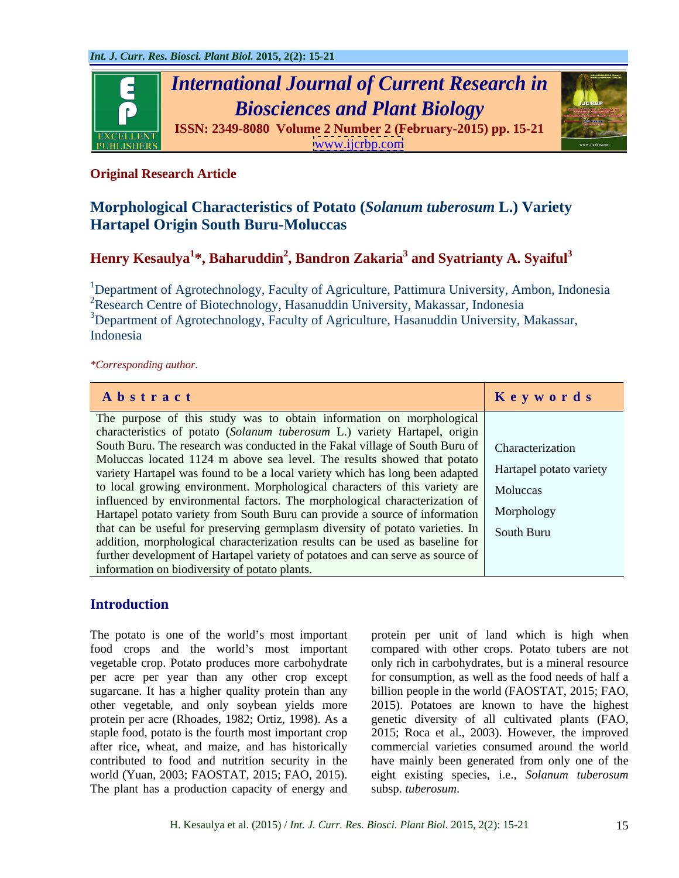**Original Research Article**

# Morphological Characteristics of Potato (*Solanum tuberosum* L.) Variety Hartapel Origin South Buru-Moluccas

**Henry Kesaulya[1]*, Baharuddin[2], Bandron Zakaria[3] and Syatrianty A. Syaiful[3]**

[1]Department of Agrotechnology, Faculty of Agriculture, Pattimura University, Ambon, Indonesia
[2]Research Centre of Biotechnology, Hasanuddin University, Makassar, Indonesia
[3]Department of Agrotechnology, Faculty of Agriculture, Hasanuddin University, Makassar, Indonesia

*Corresponding author.

| Abstract | Keywords |
|---|---|
| The purpose of this study was to obtain information on morphological characteristics of potato (*Solanum tuberosum* L.) variety Hartapel, origin South Buru. The research was conducted in the Fakal village of South Buru of Moluccas located 1124 m above sea level. The results showed that potato variety Hartapel was found to be a local variety which has long been adapted to local growing environment. Morphological characters of this variety are influenced by environmental factors. The morphological characterization of Hartapel potato variety from South Buru can provide a source of information that can be useful for preserving germplasm diversity of potato varieties. In addition, morphological characterization results can be used as baseline for further development of Hartapel variety of potatoes and can serve as source of information on biodiversity of potato plants. | Characterization<br>Hartapel potato variety<br>Moluccas<br>Morphology<br>South Buru |

## Introduction

The potato is one of the world's most important food crops and the world's most important vegetable crop. Potato produces more carbohydrate per acre per year than any other crop except sugarcane. It has a higher quality protein than any other vegetable, and only soybean yields more protein per acre (Rhoades, 1982; Ortiz, 1998). As a staple food, potato is the fourth most important crop after rice, wheat, and maize, and has historically contributed to food and nutrition security in the world (Yuan, 2003; FAOSTAT, 2015; FAO, 2015). The plant has a production capacity of energy and protein per unit of land which is high when compared with other crops. Potato tubers are not only rich in carbohydrates, but is a mineral resource for consumption, as well as the food needs of half a billion people in the world (FAOSTAT, 2015; FAO, 2015). Potatoes are known to have the highest genetic diversity of all cultivated plants (FAO, 2015; Roca et al., 2003). However, the improved commercial varieties consumed around the world have mainly been generated from only one of the eight existing species, i.e., *Solanum tuberosum* subsp. *tuberosum*.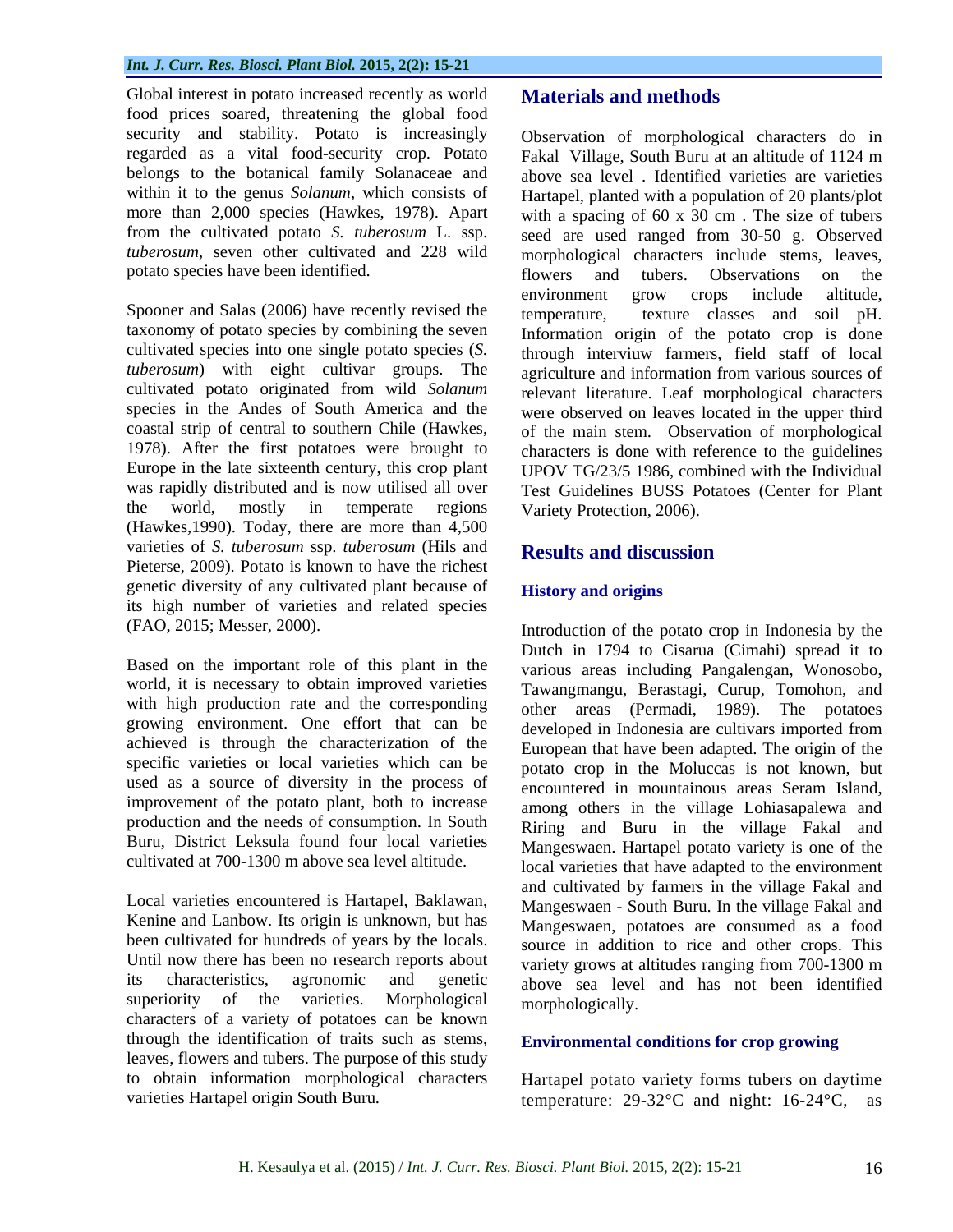Global interest in potato increased recently as world food prices soared, threatening the global food security and stability. Potato is increasingly regarded as a vital food-security crop. Potato belongs to the botanical family Solanaceae and within it to the genus *Solanum*, which consists of more than 2,000 species (Hawkes, 1978). Apart from the cultivated potato *S. tuberosum* L. ssp. *tuberosum*, seven other cultivated and 228 wild potato species have been identified.

Spooner and Salas (2006) have recently revised the taxonomy of potato species by combining the seven cultivated species into one single potato species (*S. tuberosum*) with eight cultivar groups. The cultivated potato originated from wild *Solanum* species in the Andes of South America and the coastal strip of central to southern Chile (Hawkes, 1978). After the first potatoes were brought to Europe in the late sixteenth century, this crop plant was rapidly distributed and is now utilised all over the world, mostly in temperate regions (Hawkes,1990). Today, there are more than 4,500 varieties of *S. tuberosum* ssp. *tuberosum* (Hils and Pieterse, 2009). Potato is known to have the richest genetic diversity of any cultivated plant because of its high number of varieties and related species (FAO, 2015; Messer, 2000).

Based on the important role of this plant in the world, it is necessary to obtain improved varieties with high production rate and the corresponding growing environment. One effort that can be achieved is through the characterization of the specific varieties or local varieties which can be used as a source of diversity in the process of improvement of the potato plant, both to increase production and the needs of consumption. In South Buru, District Leksula found four local varieties cultivated at 700-1300 m above sea level altitude.

Local varieties encountered is Hartapel, Baklawan, Kenine and Lanbow. Its origin is unknown, but has been cultivated for hundreds of years by the locals. Until now there has been no research reports about its characteristics, agronomic and genetic superiority of the varieties. Morphological characters of a variety of potatoes can be known through the identification of traits such as stems, leaves, flowers and tubers. The purpose of this study to obtain information morphological characters varieties Hartapel origin South Buru.

## Materials and methods

Observation of morphological characters do in Fakal Village, South Buru at an altitude of 1124 m above sea level . Identified varieties are varieties Hartapel, planted with a population of 20 plants/plot with a spacing of 60 x 30 cm . The size of tubers seed are used ranged from 30-50 g. Observed morphological characters include stems, leaves, flowers and tubers. Observations on the environment grow crops include altitude, temperature, texture classes and soil pH. Information origin of the potato crop is done through interviuw farmers, field staff of local agriculture and information from various sources of relevant literature. Leaf morphological characters were observed on leaves located in the upper third of the main stem. Observation of morphological characters is done with reference to the guidelines UPOV TG/23/5 1986, combined with the Individual Test Guidelines BUSS Potatoes (Center for Plant Variety Protection, 2006).

## Results and discussion

### History and origins

Introduction of the potato crop in Indonesia by the Dutch in 1794 to Cisarua (Cimahi) spread it to various areas including Pangalengan, Wonosobo, Tawangmangu, Berastagi, Curup, Tomohon, and other areas (Permadi, 1989). The potatoes developed in Indonesia are cultivars imported from European that have been adapted. The origin of the potato crop in the Moluccas is not known, but encountered in mountainous areas Seram Island, among others in the village Lohiasapalewa and Riring and Buru in the village Fakal and Mangeswaen. Hartapel potato variety is one of the local varieties that have adapted to the environment and cultivated by farmers in the village Fakal and Mangeswaen - South Buru. In the village Fakal and Mangeswaen, potatoes are consumed as a food source in addition to rice and other crops. This variety grows at altitudes ranging from 700-1300 m above sea level and has not been identified morphologically.

### Environmental conditions for crop growing

Hartapel potato variety forms tubers on daytime temperature: 29-32°C and night: 16-24°C, as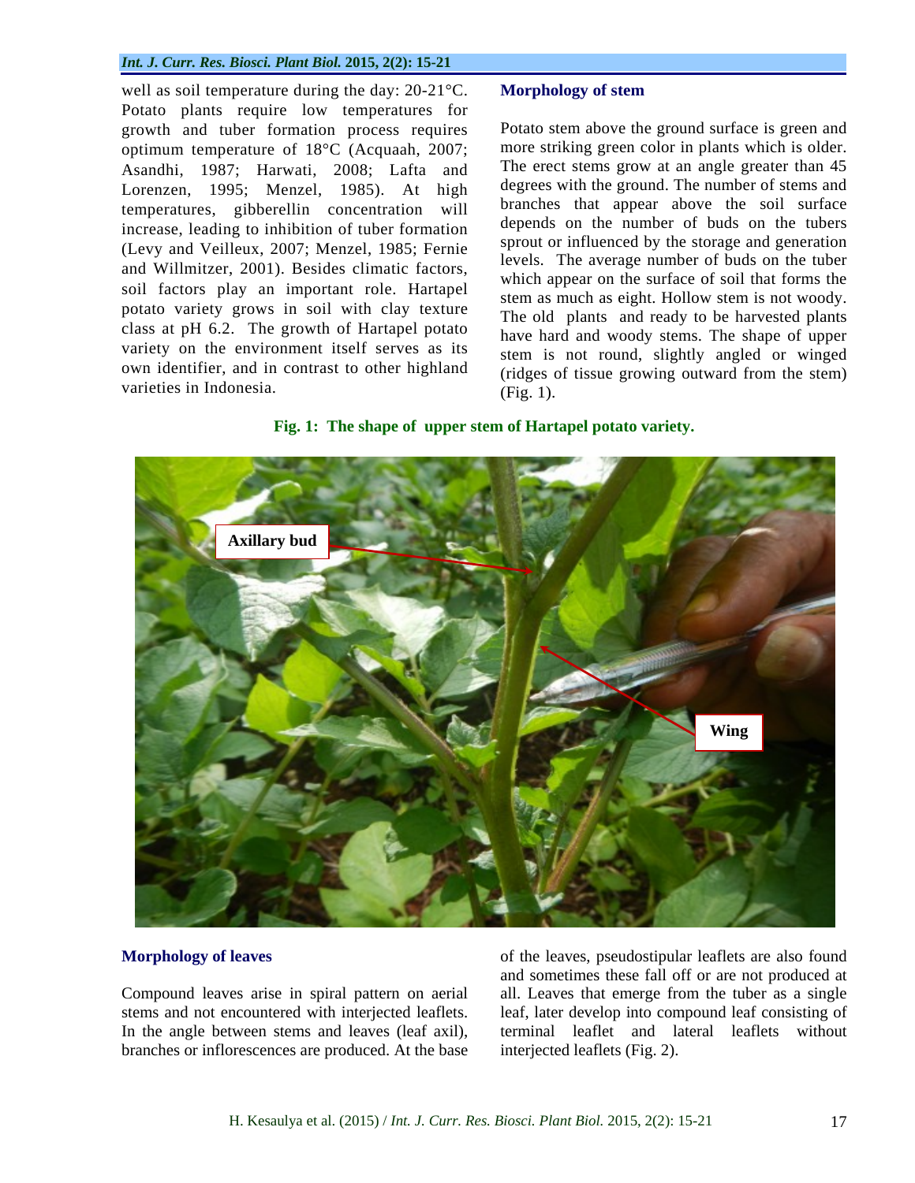well as soil temperature during the day: 20-21°C. Potato plants require low temperatures for growth and tuber formation process requires optimum temperature of 18°C (Acquaah, 2007; Asandhi, 1987; Harwati, 2008; Lafta and Lorenzen, 1995; Menzel, 1985). At high temperatures, gibberellin concentration will increase, leading to inhibition of tuber formation (Levy and Veilleux, 2007; Menzel, 1985; Fernie and Willmitzer, 2001). Besides climatic factors, soil factors play an important role. Hartapel potato variety grows in soil with clay texture class at pH 6.2. The growth of Hartapel potato variety on the environment itself serves as its own identifier, and in contrast to other highland varieties in Indonesia.

## Morphology of stem

Potato stem above the ground surface is green and more striking green color in plants which is older. The erect stems grow at an angle greater than 45 degrees with the ground. The number of stems and branches that appear above the soil surface depends on the number of buds on the tubers sprout or influenced by the storage and generation levels. The average number of buds on the tuber which appear on the surface of soil that forms the stem as much as eight. Hollow stem is not woody. The old plants and ready to be harvested plants have hard and woody stems. The shape of upper stem is not round, slightly angled or winged (ridges of tissue growing outward from the stem) (Fig. 1).

**Fig. 1: The shape of upper stem of Hartapel potato variety.**

## Morphology of leaves

Compound leaves arise in spiral pattern on aerial stems and not encountered with interjected leaflets. In the angle between stems and leaves (leaf axil), branches or inflorescences are produced. At the base of the leaves, pseudostipular leaflets are also found and sometimes these fall off or are not produced at all. Leaves that emerge from the tuber as a single leaf, later develop into compound leaf consisting of terminal leaflet and lateral leaflets without interjected leaflets (Fig. 2).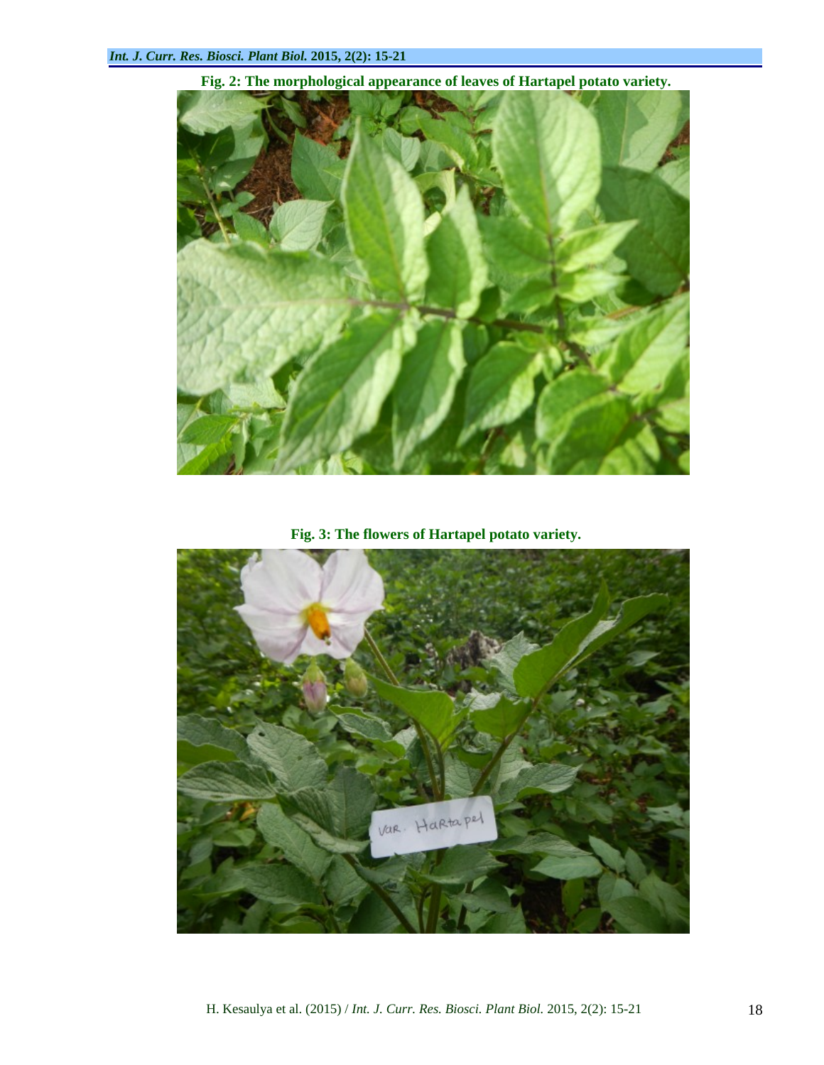Fig. 2: The morphological appearance of leaves of Hartapel potato variety.

Fig. 3: The flowers of Hartapel potato variety.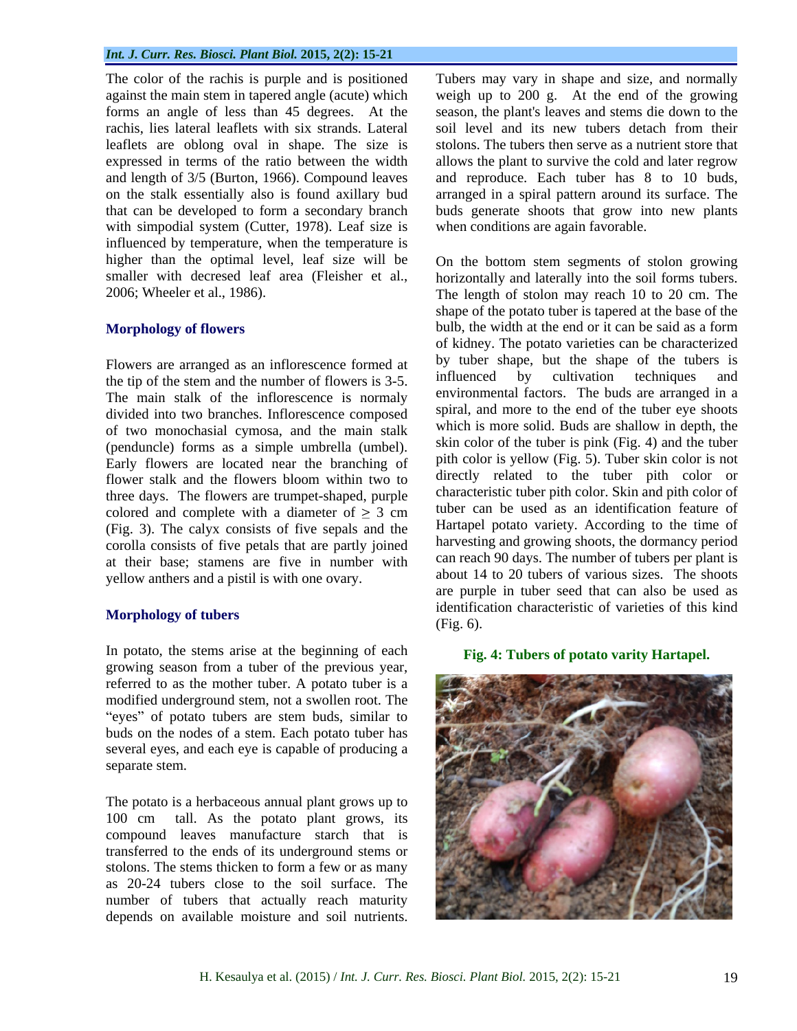The color of the rachis is purple and is positioned against the main stem in tapered angle (acute) which forms an angle of less than 45 degrees. At the rachis, lies lateral leaflets with six strands. Lateral leaflets are oblong oval in shape. The size is expressed in terms of the ratio between the width and length of 3/5 (Burton, 1966). Compound leaves on the stalk essentially also is found axillary bud that can be developed to form a secondary branch with simpodial system (Cutter, 1978). Leaf size is influenced by temperature, when the temperature is higher than the optimal level, leaf size will be smaller with decresed leaf area (Fleisher et al., 2006; Wheeler et al., 1986).

## Morphology of flowers

Flowers are arranged as an inflorescence formed at the tip of the stem and the number of flowers is 3-5. The main stalk of the inflorescence is normaly divided into two branches. Inflorescence composed of two monochasial cymosa, and the main stalk (penduncle) forms as a simple umbrella (umbel). Early flowers are located near the branching of flower stalk and the flowers bloom within two to three days. The flowers are trumpet-shaped, purple colored and complete with a diameter of $\geq 3$ cm (Fig. 3). The calyx consists of five sepals and the corolla consists of five petals that are partly joined at their base; stamens are five in number with yellow anthers and a pistil is with one ovary.

## Morphology of tubers

In potato, the stems arise at the beginning of each growing season from a tuber of the previous year, referred to as the mother tuber. A potato tuber is a modified underground stem, not a swollen root. The "eyes" of potato tubers are stem buds, similar to buds on the nodes of a stem. Each potato tuber has several eyes, and each eye is capable of producing a separate stem.

The potato is a herbaceous annual plant grows up to 100 cm tall. As the potato plant grows, its compound leaves manufacture starch that is transferred to the ends of its underground stems or stolons. The stems thicken to form a few or as many as 20-24 tubers close to the soil surface. The number of tubers that actually reach maturity depends on available moisture and soil nutrients. Tubers may vary in shape and size, and normally weigh up to 200 g. At the end of the growing season, the plant's leaves and stems die down to the soil level and its new tubers detach from their stolons. The tubers then serve as a nutrient store that allows the plant to survive the cold and later regrow and reproduce. Each tuber has 8 to 10 buds, arranged in a spiral pattern around its surface. The buds generate shoots that grow into new plants when conditions are again favorable.

On the bottom stem segments of stolon growing horizontally and laterally into the soil forms tubers. The length of stolon may reach 10 to 20 cm. The shape of the potato tuber is tapered at the base of the bulb, the width at the end or it can be said as a form of kidney. The potato varieties can be characterized by tuber shape, but the shape of the tubers is influenced by cultivation techniques and environmental factors. The buds are arranged in a spiral, and more to the end of the tuber eye shoots which is more solid. Buds are shallow in depth, the skin color of the tuber is pink (Fig. 4) and the tuber pith color is yellow (Fig. 5). Tuber skin color is not directly related to the tuber pith color or characteristic tuber pith color. Skin and pith color of tuber can be used as an identification feature of Hartapel potato variety. According to the time of harvesting and growing shoots, the dormancy period can reach 90 days. The number of tubers per plant is about 14 to 20 tubers of various sizes. The shoots are purple in tuber seed that can also be used as identification characteristic of varieties of this kind (Fig. 6).

**Fig. 4: Tubers of potato varity Hartapel.**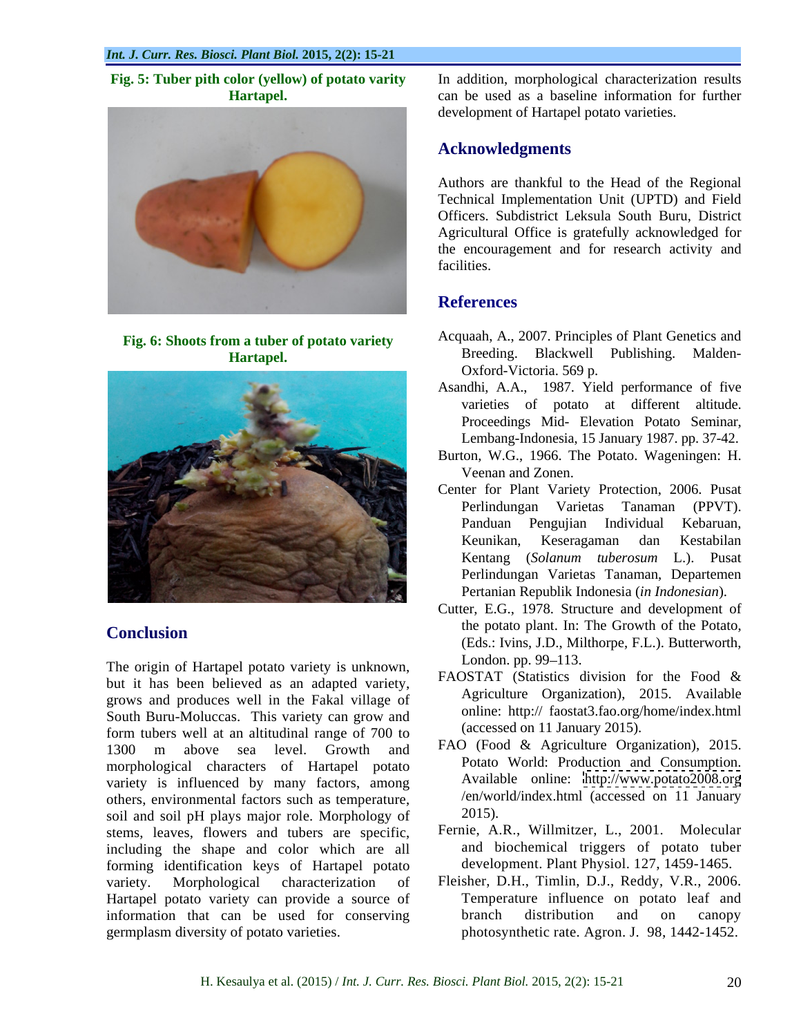**Fig. 5: Tuber pith color (yellow) of potato varity Hartapel.**

**Fig. 6: Shoots from a tuber of potato variety Hartapel.**

## Conclusion

The origin of Hartapel potato variety is unknown, but it has been believed as an adapted variety, grows and produces well in the Fakal village of South Buru-Moluccas. This variety can grow and form tubers well at an altitudinal range of 700 to 1300 m above sea level. Growth and morphological characters of Hartapel potato variety is influenced by many factors, among others, environmental factors such as temperature, soil and soil pH plays major role. Morphology of stems, leaves, flowers and tubers are specific, including the shape and color which are all forming identification keys of Hartapel potato variety. Morphological characterization of Hartapel potato variety can provide a source of information that can be used for conserving germplasm diversity of potato varieties.

In addition, morphological characterization results can be used as a baseline information for further development of Hartapel potato varieties.

## Acknowledgments

Authors are thankful to the Head of the Regional Technical Implementation Unit (UPTD) and Field Officers. Subdistrict Leksula South Buru, District Agricultural Office is gratefully acknowledged for the encouragement and for research activity and facilities.

## References

Acquaah, A., 2007. Principles of Plant Genetics and Breeding. Blackwell Publishing. Malden-Oxford-Victoria. 569 p.

Asandhi, A.A., 1987. Yield performance of five varieties of potato at different altitude. Proceedings Mid- Elevation Potato Seminar, Lembang-Indonesia, 15 January 1987. pp. 37-42.

Burton, W.G., 1966. The Potato. Wageningen: H. Veenan and Zonen.

Center for Plant Variety Protection, 2006. Pusat Perlindungan Varietas Tanaman (PPVT). Panduan Pengujian Individual Kebaruan, Keunikan, Keseragaman dan Kestabilan Kentang (*Solanum tuberosum* L.). Pusat Perlindungan Varietas Tanaman, Departemen Pertanian Republik Indonesia (*in Indonesian*).

Cutter, E.G., 1978. Structure and development of the potato plant. In: The Growth of the Potato, (Eds.: Ivins, J.D., Milthorpe, F.L.). Butterworth, London. pp. 99–113.

FAOSTAT (Statistics division for the Food & Agriculture Organization), 2015. Available online: http:// faostat3.fao.org/home/index.html (accessed on 11 January 2015).

FAO (Food & Agriculture Organization), 2015. Potato World: Production and Consumption. Available online: http://www.potato2008.org /en/world/index.html (accessed on 11 January 2015).

Fernie, A.R., Willmitzer, L., 2001. Molecular and biochemical triggers of potato tuber development. Plant Physiol. 127, 1459-1465.

Fleisher, D.H., Timlin, D.J., Reddy, V.R., 2006. Temperature influence on potato leaf and branch distribution and on canopy photosynthetic rate. Agron. J. 98, 1442-1452.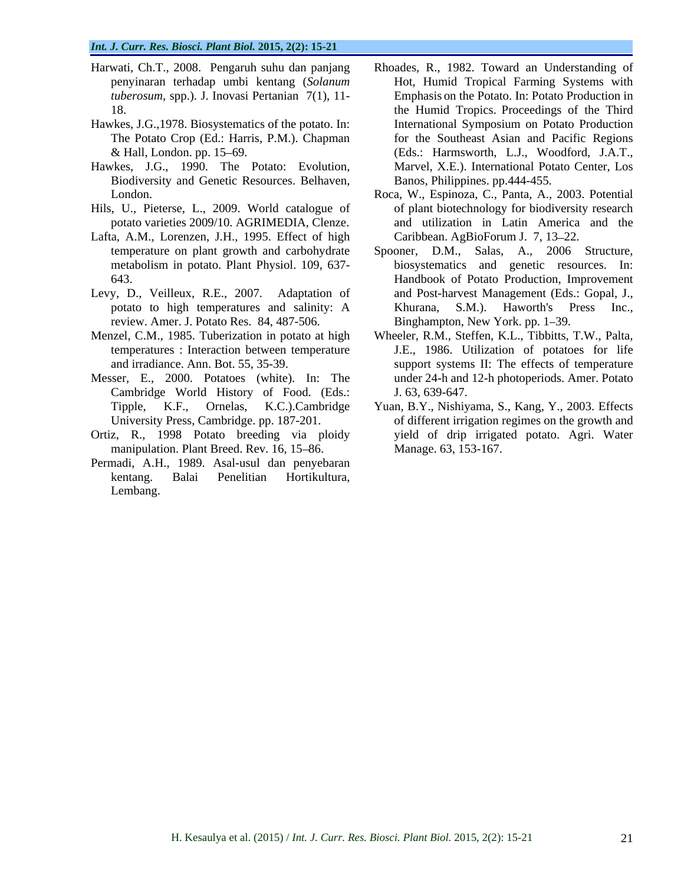Harwati, Ch.T., 2008. Pengaruh suhu dan panjang penyinaran terhadap umbi kentang (*Solanum tuberosum*, spp.). J. Inovasi Pertanian 7(1), 11-18.

Hawkes, J.G.,1978. Biosystematics of the potato. In: The Potato Crop (Ed.: Harris, P.M.). Chapman & Hall, London. pp. 15–69.

Hawkes, J.G., 1990. The Potato: Evolution, Biodiversity and Genetic Resources. Belhaven, London.

Hils, U., Pieterse, L., 2009. World catalogue of potato varieties 2009/10. AGRIMEDIA, Clenze.

Lafta, A.M., Lorenzen, J.H., 1995. Effect of high temperature on plant growth and carbohydrate metabolism in potato. Plant Physiol. 109, 637-643.

Levy, D., Veilleux, R.E., 2007. Adaptation of potato to high temperatures and salinity: A review. Amer. J. Potato Res. 84, 487-506.

Menzel, C.M., 1985. Tuberization in potato at high temperatures : Interaction between temperature and irradiance. Ann. Bot. 55, 35-39.

Messer, E., 2000. Potatoes (white). In: The Cambridge World History of Food. (Eds.: Tipple, K.F., Ornelas, K.C.).Cambridge University Press, Cambridge. pp. 187-201.

Ortiz, R., 1998 Potato breeding via ploidy manipulation. Plant Breed. Rev. 16, 15–86.

Permadi, A.H., 1989. Asal-usul dan penyebaran kentang. Balai Penelitian Hortikultura, Lembang.

Rhoades, R., 1982. Toward an Understanding of Hot, Humid Tropical Farming Systems with Emphasis on the Potato. In: Potato Production in the Humid Tropics. Proceedings of the Third International Symposium on Potato Production for the Southeast Asian and Pacific Regions (Eds.: Harmsworth, L.J., Woodford, J.A.T., Marvel, X.E.). International Potato Center, Los Banos, Philippines. pp.444-455.

Roca, W., Espinoza, C., Panta, A., 2003. Potential of plant biotechnology for biodiversity research and utilization in Latin America and the Caribbean. AgBioForum J. 7, 13–22.

Spooner, D.M., Salas, A., 2006 Structure, biosystematics and genetic resources. In: Handbook of Potato Production, Improvement and Post-harvest Management (Eds.: Gopal, J., Khurana, S.M.). Haworth's Press Inc., Binghampton, New York. pp. 1–39.

Wheeler, R.M., Steffen, K.L., Tibbitts, T.W., Palta, J.E., 1986. Utilization of potatoes for life support systems II: The effects of temperature under 24-h and 12-h photoperiods. Amer. Potato J. 63, 639-647.

Yuan, B.Y., Nishiyama, S., Kang, Y., 2003. Effects of different irrigation regimes on the growth and yield of drip irrigated potato. Agri. Water Manage. 63, 153-167.